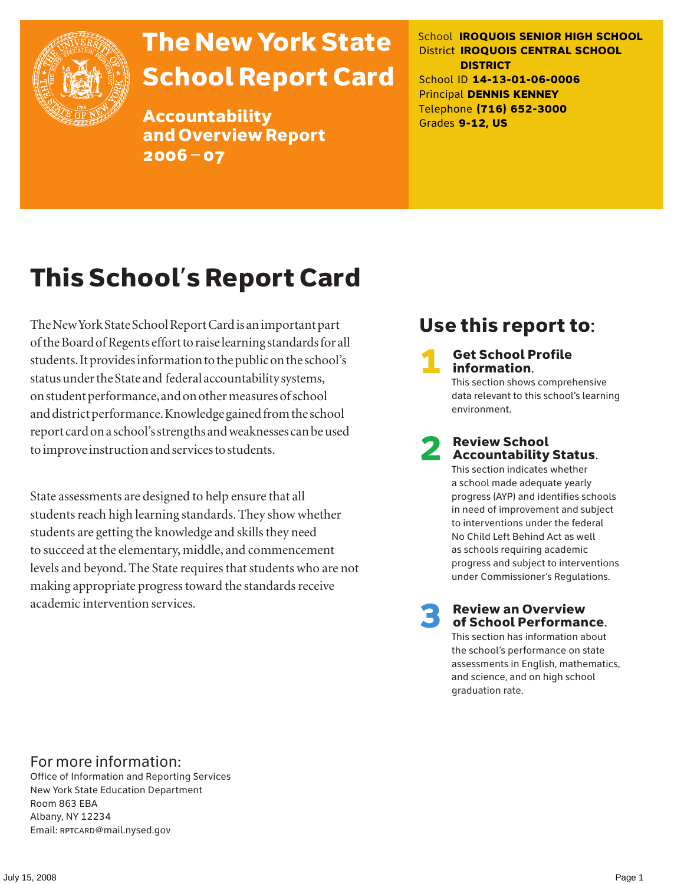# The New York State School Report Card

## Accountability and Overview Report 2006–07

School **IROQUOIS SENIOR HIGH SCHOOL**
District **IROQUOIS CENTRAL SCHOOL DISTRICT**
School ID **14-13-01-06-0006**
Principal **DENNIS KENNEY**
Telephone **(716) 652-3000**
Grades **9-12, US**

# This School's Report Card

The New York State School Report Card is an important part of the Board of Regents effort to raise learning standards for all students. It provides information to the public on the school's status under the State and federal accountability systems, on student performance, and on other measures of school and district performance. Knowledge gained from the school report card on a school's strengths and weaknesses can be used to improve instruction and services to students.

State assessments are designed to help ensure that all students reach high learning standards. They show whether students are getting the knowledge and skills they need to succeed at the elementary, middle, and commencement levels and beyond. The State requires that students who are not making appropriate progress toward the standards receive academic intervention services.

## Use this report to:

**1 Get School Profile information.**
This section shows comprehensive data relevant to this school's learning environment.

**2 Review School Accountability Status.**
This section indicates whether a school made adequate yearly progress (AYP) and identifies schools in need of improvement and subject to interventions under the federal No Child Left Behind Act as well as schools requiring academic progress and subject to interventions under Commissioner's Regulations.

**3 Review an Overview of School Performance.**
This section has information about the school's performance on state assessments in English, mathematics, and science, and on high school graduation rate.

## For more information:

Office of Information and Reporting Services
New York State Education Department
Room 863 EBA
Albany, NY 12234
Email: RPTCARD@mail.nysed.gov

July 15, 2008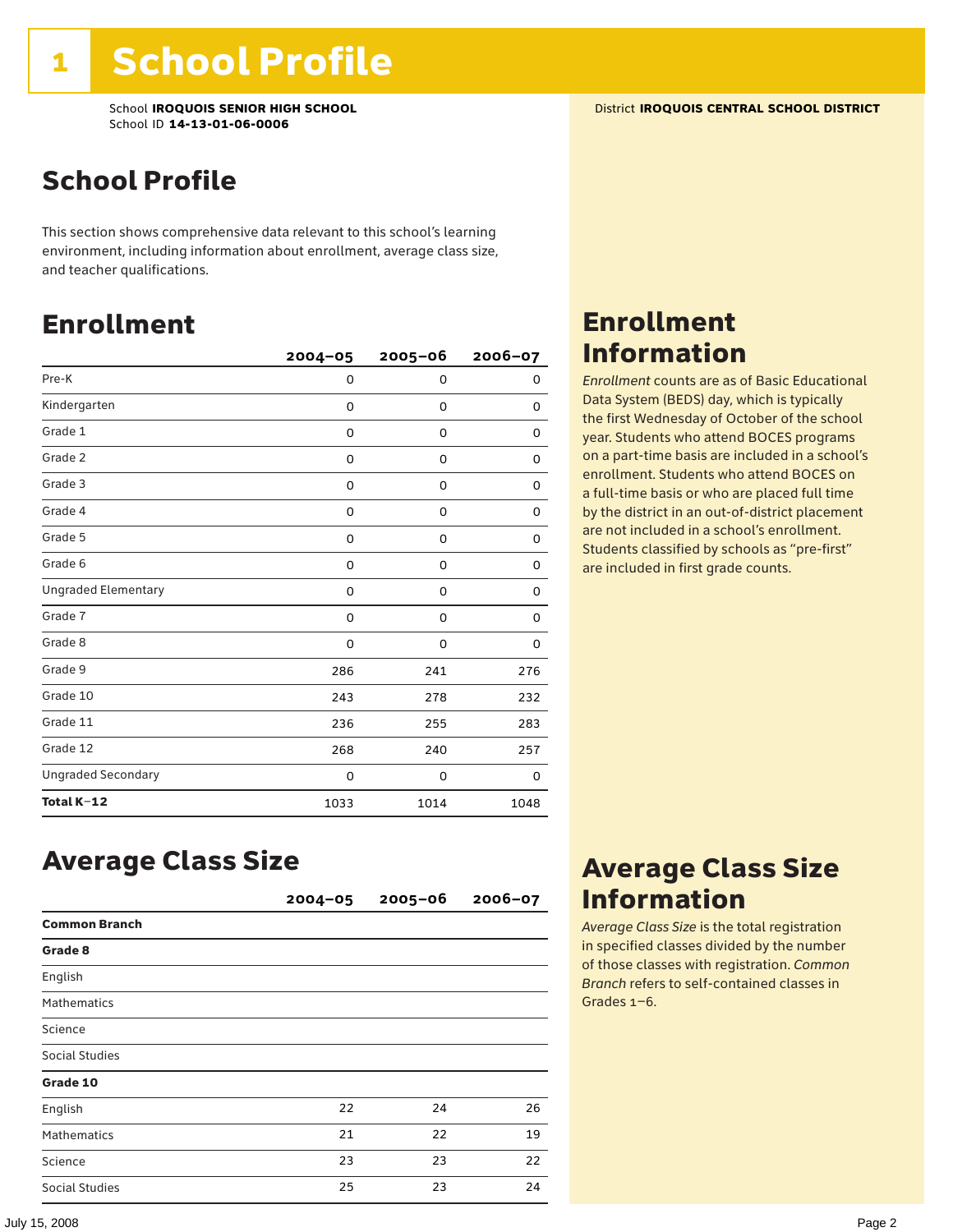# 1 School Profile

School **IROQUOIS SENIOR HIGH SCHOOL**
School ID **14-13-01-06-0006**

District **IROQUOIS CENTRAL SCHOOL DISTRICT**

## School Profile

This section shows comprehensive data relevant to this school's learning environment, including information about enrollment, average class size, and teacher qualifications.

## Enrollment

| | 2004–05 | 2005–06 | 2006–07 |
|---|---|---|---|
| Pre-K | 0 | 0 | 0 |
| Kindergarten | 0 | 0 | 0 |
| Grade 1 | 0 | 0 | 0 |
| Grade 2 | 0 | 0 | 0 |
| Grade 3 | 0 | 0 | 0 |
| Grade 4 | 0 | 0 | 0 |
| Grade 5 | 0 | 0 | 0 |
| Grade 6 | 0 | 0 | 0 |
| Ungraded Elementary | 0 | 0 | 0 |
| Grade 7 | 0 | 0 | 0 |
| Grade 8 | 0 | 0 | 0 |
| Grade 9 | 286 | 241 | 276 |
| Grade 10 | 243 | 278 | 232 |
| Grade 11 | 236 | 255 | 283 |
| Grade 12 | 268 | 240 | 257 |
| Ungraded Secondary | 0 | 0 | 0 |
| **Total K–12** | 1033 | 1014 | 1048 |

## Enrollment Information

*Enrollment* counts are as of Basic Educational Data System (BEDS) day, which is typically the first Wednesday of October of the school year. Students who attend BOCES programs on a part-time basis are included in a school's enrollment. Students who attend BOCES on a full-time basis or who are placed full time by the district in an out-of-district placement are not included in a school's enrollment. Students classified by schools as "pre-first" are included in first grade counts.

## Average Class Size

| | 2004–05 | 2005–06 | 2006–07 |
|---|---|---|---|
| **Common Branch** | | | |
| **Grade 8** | | | |
| English | | | |
| Mathematics | | | |
| Science | | | |
| Social Studies | | | |
| **Grade 10** | | | |
| English | 22 | 24 | 26 |
| Mathematics | 21 | 22 | 19 |
| Science | 23 | 23 | 22 |
| Social Studies | 25 | 23 | 24 |

## Average Class Size Information

*Average Class Size* is the total registration in specified classes divided by the number of those classes with registration. *Common Branch* refers to self-contained classes in Grades 1–6.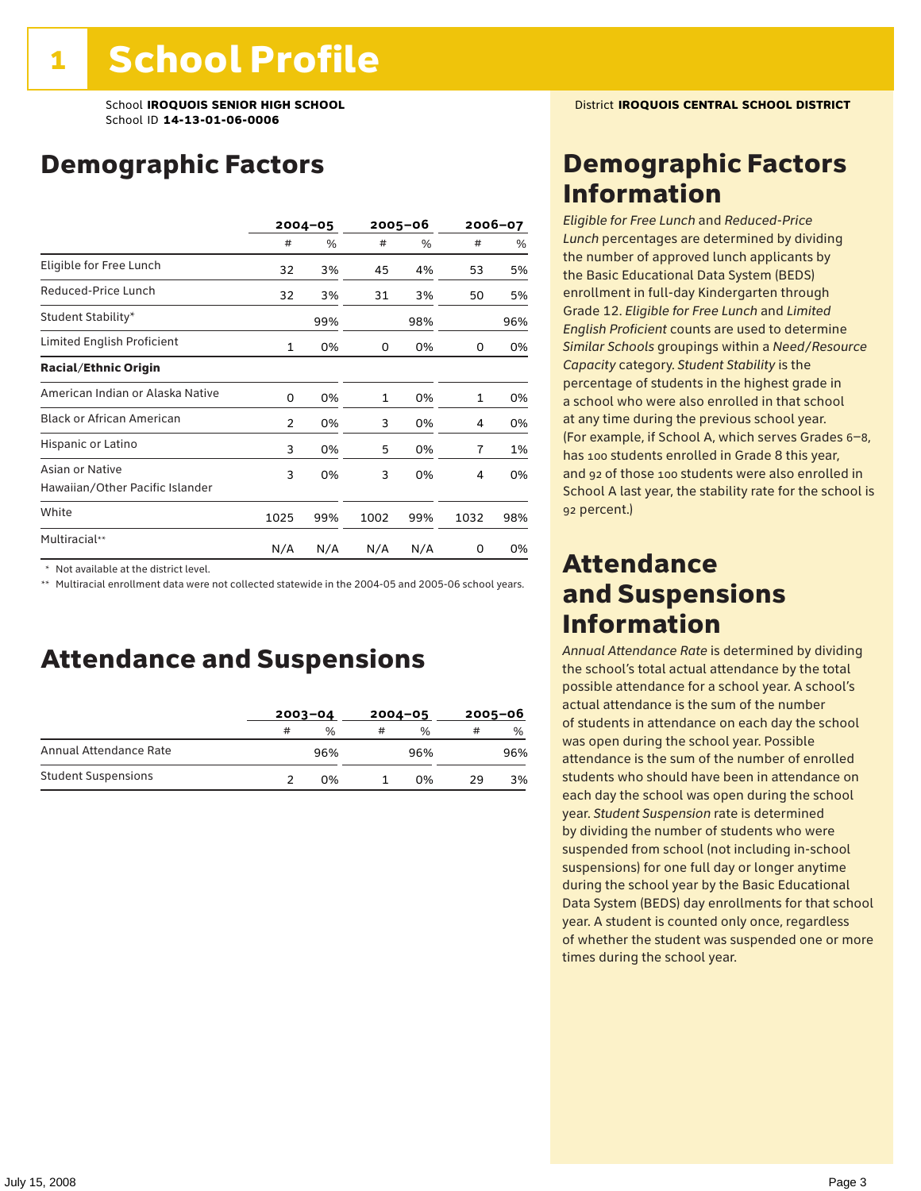# 1 School Profile

School **IROQUOIS SENIOR HIGH SCHOOL**
School ID **14-13-01-06-0006**

District **IROQUOIS CENTRAL SCHOOL DISTRICT**

## Demographic Factors

| | 2004–05 | | 2005–06 | | 2006–07 | |
|---|---|---|---|---|---|---|
| | # | % | # | % | # | % |
| Eligible for Free Lunch | 32 | 3% | 45 | 4% | 53 | 5% |
| Reduced-Price Lunch | 32 | 3% | 31 | 3% | 50 | 5% |
| Student Stability* | | 99% | | 98% | | 96% |
| Limited English Proficient | 1 | 0% | 0 | 0% | 0 | 0% |
| **Racial/Ethnic Origin** | | | | | | |
| American Indian or Alaska Native | 0 | 0% | 1 | 0% | 1 | 0% |
| Black or African American | 2 | 0% | 3 | 0% | 4 | 0% |
| Hispanic or Latino | 3 | 0% | 5 | 0% | 7 | 1% |
| Asian or Native Hawaiian/Other Pacific Islander | 3 | 0% | 3 | 0% | 4 | 0% |
| White | 1025 | 99% | 1002 | 99% | 1032 | 98% |
| Multiracial** | N/A | N/A | N/A | N/A | 0 | 0% |

\* Not available at the district level.
\** Multiracial enrollment data were not collected statewide in the 2004-05 and 2005-06 school years.

## Attendance and Suspensions

| | 2003–04 | | 2004–05 | | 2005–06 | |
|---|---|---|---|---|---|---|
| | # | % | # | % | # | % |
| Annual Attendance Rate | | 96% | | 96% | | 96% |
| Student Suspensions | 2 | 0% | 1 | 0% | 29 | 3% |

## Demographic Factors Information

*Eligible for Free Lunch* and *Reduced-Price Lunch* percentages are determined by dividing the number of approved lunch applicants by the Basic Educational Data System (BEDS) enrollment in full-day Kindergarten through Grade 12. *Eligible for Free Lunch* and *Limited English Proficient* counts are used to determine *Similar Schools* groupings within a *Need/Resource Capacity* category. *Student Stability* is the percentage of students in the highest grade in a school who were also enrolled in that school at any time during the previous school year. (For example, if School A, which serves Grades 6–8, has 100 students enrolled in Grade 8 this year, and 92 of those 100 students were also enrolled in School A last year, the stability rate for the school is 92 percent.)

## Attendance and Suspensions Information

*Annual Attendance Rate* is determined by dividing the school's total actual attendance by the total possible attendance for a school year. A school's actual attendance is the sum of the number of students in attendance on each day the school was open during the school year. Possible attendance is the sum of the number of enrolled students who should have been in attendance on each day the school was open during the school year. *Student Suspension* rate is determined by dividing the number of students who were suspended from school (not including in-school suspensions) for one full day or longer anytime during the school year by the Basic Educational Data System (BEDS) day enrollments for that school year. A student is counted only once, regardless of whether the student was suspended one or more times during the school year.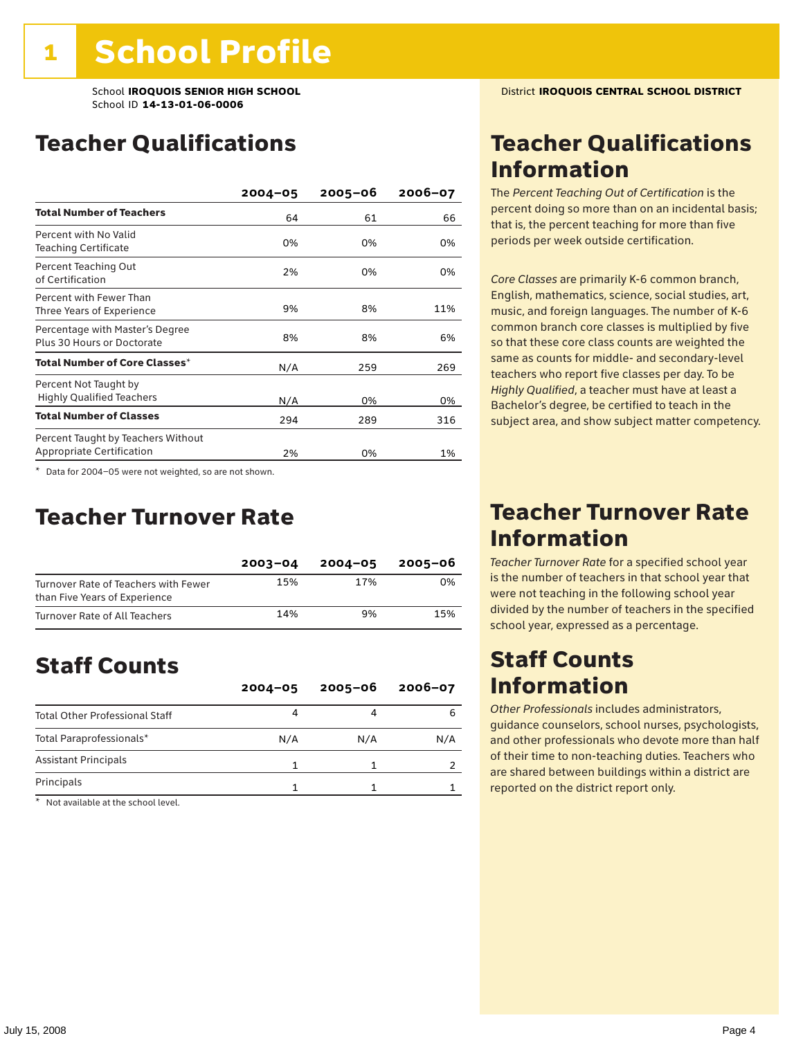# 1 School Profile

School **IROQUOIS SENIOR HIGH SCHOOL**
School ID **14-13-01-06-0006**

District **IROQUOIS CENTRAL SCHOOL DISTRICT**

## Teacher Qualifications

| | 2004–05 | 2005–06 | 2006–07 |
|---|---|---|---|
| **Total Number of Teachers** | 64 | 61 | 66 |
| Percent with No Valid Teaching Certificate | 0% | 0% | 0% |
| Percent Teaching Out of Certification | 2% | 0% | 0% |
| Percent with Fewer Than Three Years of Experience | 9% | 8% | 11% |
| Percentage with Master's Degree Plus 30 Hours or Doctorate | 8% | 8% | 6% |
| **Total Number of Core Classes*** | N/A | 259 | 269 |
| Percent Not Taught by Highly Qualified Teachers | N/A | 0% | 0% |
| **Total Number of Classes** | 294 | 289 | 316 |
| Percent Taught by Teachers Without Appropriate Certification | 2% | 0% | 1% |

\* Data for 2004–05 were not weighted, so are not shown.

## Teacher Qualifications Information

The *Percent Teaching Out of Certification* is the percent doing so more than on an incidental basis; that is, the percent teaching for more than five periods per week outside certification.

*Core Classes* are primarily K-6 common branch, English, mathematics, science, social studies, art, music, and foreign languages. The number of K-6 common branch core classes is multiplied by five so that these core class counts are weighted the same as counts for middle- and secondary-level teachers who report five classes per day. To be *Highly Qualified*, a teacher must have at least a Bachelor's degree, be certified to teach in the subject area, and show subject matter competency.

## Teacher Turnover Rate

| | 2003–04 | 2004–05 | 2005–06 |
|---|---|---|---|
| Turnover Rate of Teachers with Fewer than Five Years of Experience | 15% | 17% | 0% |
| Turnover Rate of All Teachers | 14% | 9% | 15% |

## Teacher Turnover Rate Information

*Teacher Turnover Rate* for a specified school year is the number of teachers in that school year that were not teaching in the following school year divided by the number of teachers in the specified school year, expressed as a percentage.

## Staff Counts

| | 2004–05 | 2005–06 | 2006–07 |
|---|---|---|---|
| Total Other Professional Staff | 4 | 4 | 6 |
| Total Paraprofessionals* | N/A | N/A | N/A |
| Assistant Principals | 1 | 1 | 2 |
| Principals | 1 | 1 | 1 |

\* Not available at the school level.

## Staff Counts Information

*Other Professionals* includes administrators, guidance counselors, school nurses, psychologists, and other professionals who devote more than half of their time to non-teaching duties. Teachers who are shared between buildings within a district are reported on the district report only.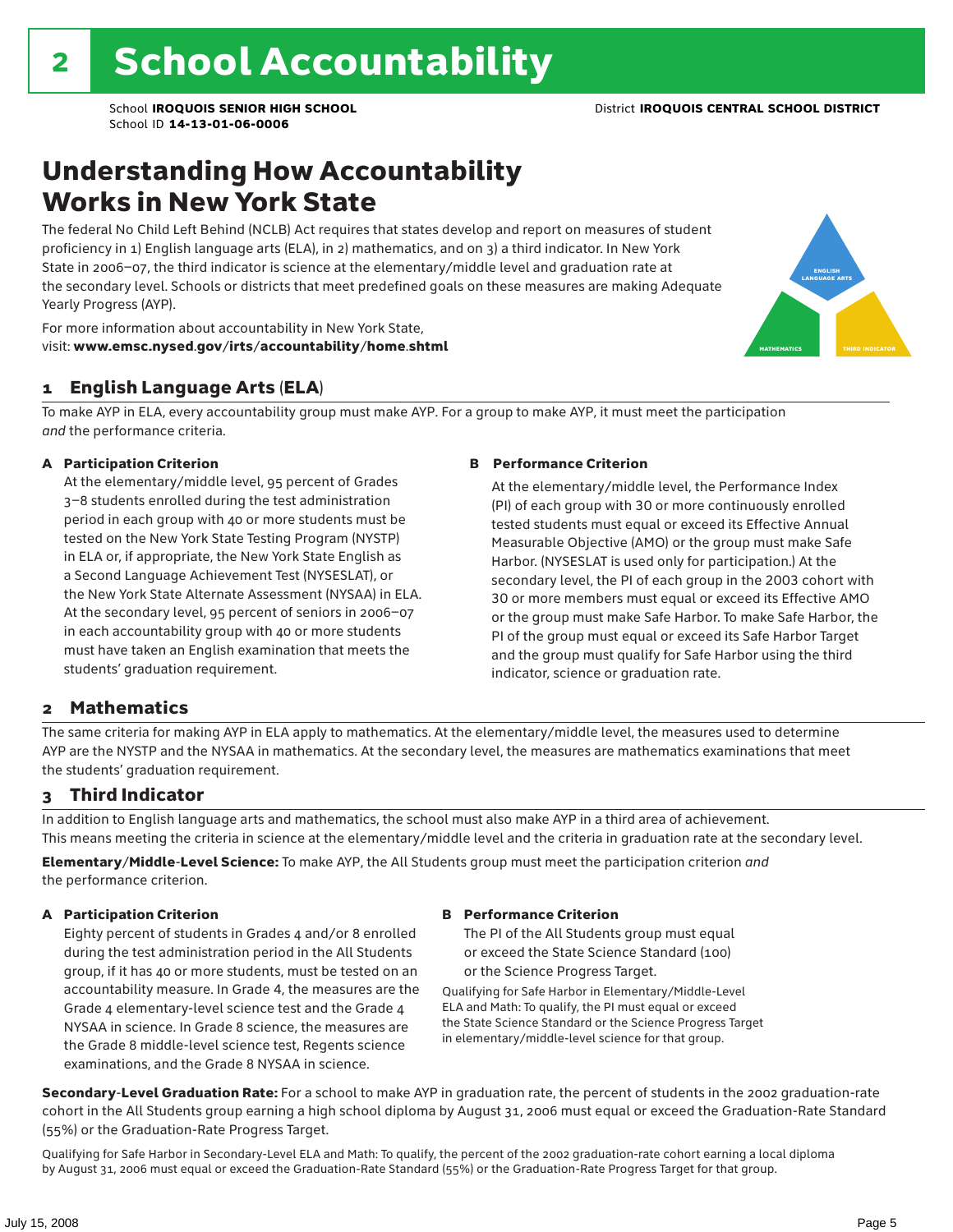# 2 School Accountability

School **IROQUOIS SENIOR HIGH SCHOOL** District **IROQUOIS CENTRAL SCHOOL DISTRICT**
School ID **14-13-01-06-0006**

## Understanding How Accountability Works in New York State

The federal No Child Left Behind (NCLB) Act requires that states develop and report on measures of student proficiency in 1) English language arts (ELA), in 2) mathematics, and on 3) a third indicator. In New York State in 2006–07, the third indicator is science at the elementary/middle level and graduation rate at the secondary level. Schools or districts that meet predefined goals on these measures are making Adequate Yearly Progress (AYP).

For more information about accountability in New York State, visit: **www.emsc.nysed.gov/irts/accountability/home.shtml**

ENGLISH LANGUAGE ARTS

MATHEMATICS

THIRD INDICATOR

### 1 English Language Arts (ELA)

To make AYP in ELA, every accountability group must make AYP. For a group to make AYP, it must meet the participation *and* the performance criteria.

**A Participation Criterion**

At the elementary/middle level, 95 percent of Grades 3–8 students enrolled during the test administration period in each group with 40 or more students must be tested on the New York State Testing Program (NYSTP) in ELA or, if appropriate, the New York State English as a Second Language Achievement Test (NYSESLAT), or the New York State Alternate Assessment (NYSAA) in ELA. At the secondary level, 95 percent of seniors in 2006–07 in each accountability group with 40 or more students must have taken an English examination that meets the students' graduation requirement.

**B Performance Criterion**

At the elementary/middle level, the Performance Index (PI) of each group with 30 or more continuously enrolled tested students must equal or exceed its Effective Annual Measurable Objective (AMO) or the group must make Safe Harbor. (NYSESLAT is used only for participation.) At the secondary level, the PI of each group in the 2003 cohort with 30 or more members must equal or exceed its Effective AMO or the group must make Safe Harbor. To make Safe Harbor, the PI of the group must equal or exceed its Safe Harbor Target and the group must qualify for Safe Harbor using the third indicator, science or graduation rate.

### 2 Mathematics

The same criteria for making AYP in ELA apply to mathematics. At the elementary/middle level, the measures used to determine AYP are the NYSTP and the NYSAA in mathematics. At the secondary level, the measures are mathematics examinations that meet the students' graduation requirement.

### 3 Third Indicator

In addition to English language arts and mathematics, the school must also make AYP in a third area of achievement. This means meeting the criteria in science at the elementary/middle level and the criteria in graduation rate at the secondary level.

**Elementary/Middle-Level Science:** To make AYP, the All Students group must meet the participation criterion *and* the performance criterion.

**A Participation Criterion**

Eighty percent of students in Grades 4 and/or 8 enrolled during the test administration period in the All Students group, if it has 40 or more students, must be tested on an accountability measure. In Grade 4, the measures are the Grade 4 elementary-level science test and the Grade 4 NYSAA in science. In Grade 8 science, the measures are the Grade 8 middle-level science test, Regents science examinations, and the Grade 8 NYSAA in science.

**B Performance Criterion**

The PI of the All Students group must equal or exceed the State Science Standard (100) or the Science Progress Target.

Qualifying for Safe Harbor in Elementary/Middle-Level ELA and Math: To qualify, the PI must equal or exceed the State Science Standard or the Science Progress Target in elementary/middle-level science for that group.

**Secondary-Level Graduation Rate:** For a school to make AYP in graduation rate, the percent of students in the 2002 graduation-rate cohort in the All Students group earning a high school diploma by August 31, 2006 must equal or exceed the Graduation-Rate Standard (55%) or the Graduation-Rate Progress Target.

Qualifying for Safe Harbor in Secondary-Level ELA and Math: To qualify, the percent of the 2002 graduation-rate cohort earning a local diploma by August 31, 2006 must equal or exceed the Graduation-Rate Standard (55%) or the Graduation-Rate Progress Target for that group.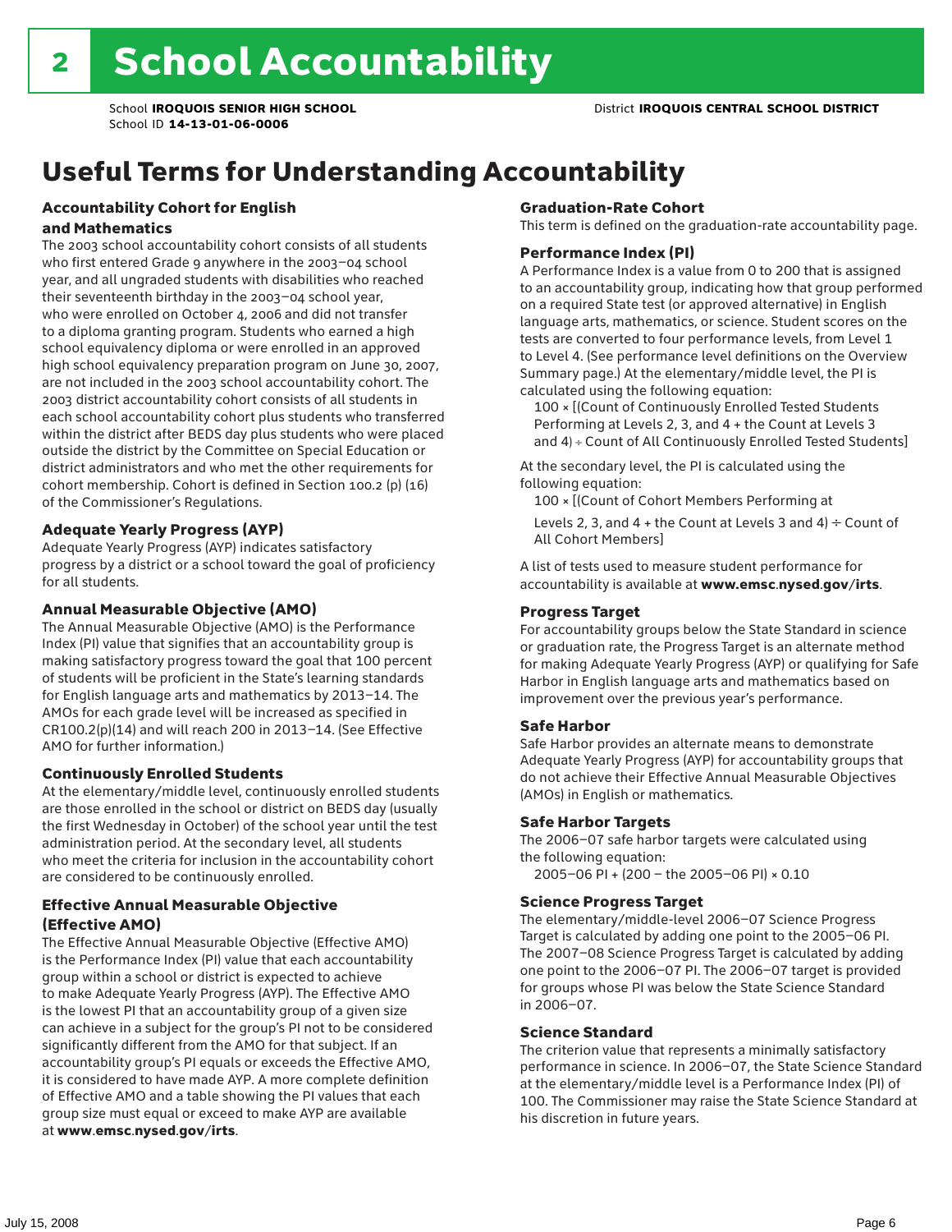# 2 School Accountability

School **IROQUOIS SENIOR HIGH SCHOOL** District **IROQUOIS CENTRAL SCHOOL DISTRICT**
School ID **14-13-01-06-0006**

## Useful Terms for Understanding Accountability

### Accountability Cohort for English and Mathematics

The 2003 school accountability cohort consists of all students who first entered Grade 9 anywhere in the 2003–04 school year, and all ungraded students with disabilities who reached their seventeenth birthday in the 2003–04 school year, who were enrolled on October 4, 2006 and did not transfer to a diploma granting program. Students who earned a high school equivalency diploma or were enrolled in an approved high school equivalency preparation program on June 30, 2007, are not included in the 2003 school accountability cohort. The 2003 district accountability cohort consists of all students in each school accountability cohort plus students who transferred within the district after BEDS day plus students who were placed outside the district by the Committee on Special Education or district administrators and who met the other requirements for cohort membership. Cohort is defined in Section 100.2 (p) (16) of the Commissioner's Regulations.

### Adequate Yearly Progress (AYP)

Adequate Yearly Progress (AYP) indicates satisfactory progress by a district or a school toward the goal of proficiency for all students.

### Annual Measurable Objective (AMO)

The Annual Measurable Objective (AMO) is the Performance Index (PI) value that signifies that an accountability group is making satisfactory progress toward the goal that 100 percent of students will be proficient in the State's learning standards for English language arts and mathematics by 2013–14. The AMOs for each grade level will be increased as specified in CR100.2(p)(14) and will reach 200 in 2013–14. (See Effective AMO for further information.)

### Continuously Enrolled Students

At the elementary/middle level, continuously enrolled students are those enrolled in the school or district on BEDS day (usually the first Wednesday in October) of the school year until the test administration period. At the secondary level, all students who meet the criteria for inclusion in the accountability cohort are considered to be continuously enrolled.

### Effective Annual Measurable Objective (Effective AMO)

The Effective Annual Measurable Objective (Effective AMO) is the Performance Index (PI) value that each accountability group within a school or district is expected to achieve to make Adequate Yearly Progress (AYP). The Effective AMO is the lowest PI that an accountability group of a given size can achieve in a subject for the group's PI not to be considered significantly different from the AMO for that subject. If an accountability group's PI equals or exceeds the Effective AMO, it is considered to have made AYP. A more complete definition of Effective AMO and a table showing the PI values that each group size must equal or exceed to make AYP are available at **www.emsc.nysed.gov/irts**.

### Graduation-Rate Cohort

This term is defined on the graduation-rate accountability page.

### Performance Index (PI)

A Performance Index is a value from 0 to 200 that is assigned to an accountability group, indicating how that group performed on a required State test (or approved alternative) in English language arts, mathematics, or science. Student scores on the tests are converted to four performance levels, from Level 1 to Level 4. (See performance level definitions on the Overview Summary page.) At the elementary/middle level, the PI is calculated using the following equation:

100 × [(Count of Continuously Enrolled Tested Students Performing at Levels 2, 3, and 4 + the Count at Levels 3 and 4) ÷ Count of All Continuously Enrolled Tested Students]

At the secondary level, the PI is calculated using the following equation:

100 × [(Count of Cohort Members Performing at Levels 2, 3, and 4 + the Count at Levels 3 and 4) ÷ Count of All Cohort Members]

A list of tests used to measure student performance for accountability is available at **www.emsc.nysed.gov/irts**.

### Progress Target

For accountability groups below the State Standard in science or graduation rate, the Progress Target is an alternate method for making Adequate Yearly Progress (AYP) or qualifying for Safe Harbor in English language arts and mathematics based on improvement over the previous year's performance.

### Safe Harbor

Safe Harbor provides an alternate means to demonstrate Adequate Yearly Progress (AYP) for accountability groups that do not achieve their Effective Annual Measurable Objectives (AMOs) in English or mathematics.

### Safe Harbor Targets

The 2006–07 safe harbor targets were calculated using the following equation:

2005–06 PI + (200 – the 2005–06 PI) × 0.10

### Science Progress Target

The elementary/middle-level 2006–07 Science Progress Target is calculated by adding one point to the 2005–06 PI. The 2007–08 Science Progress Target is calculated by adding one point to the 2006–07 PI. The 2006–07 target is provided for groups whose PI was below the State Science Standard in 2006–07.

### Science Standard

The criterion value that represents a minimally satisfactory performance in science. In 2006–07, the State Science Standard at the elementary/middle level is a Performance Index (PI) of 100. The Commissioner may raise the State Science Standard at his discretion in future years.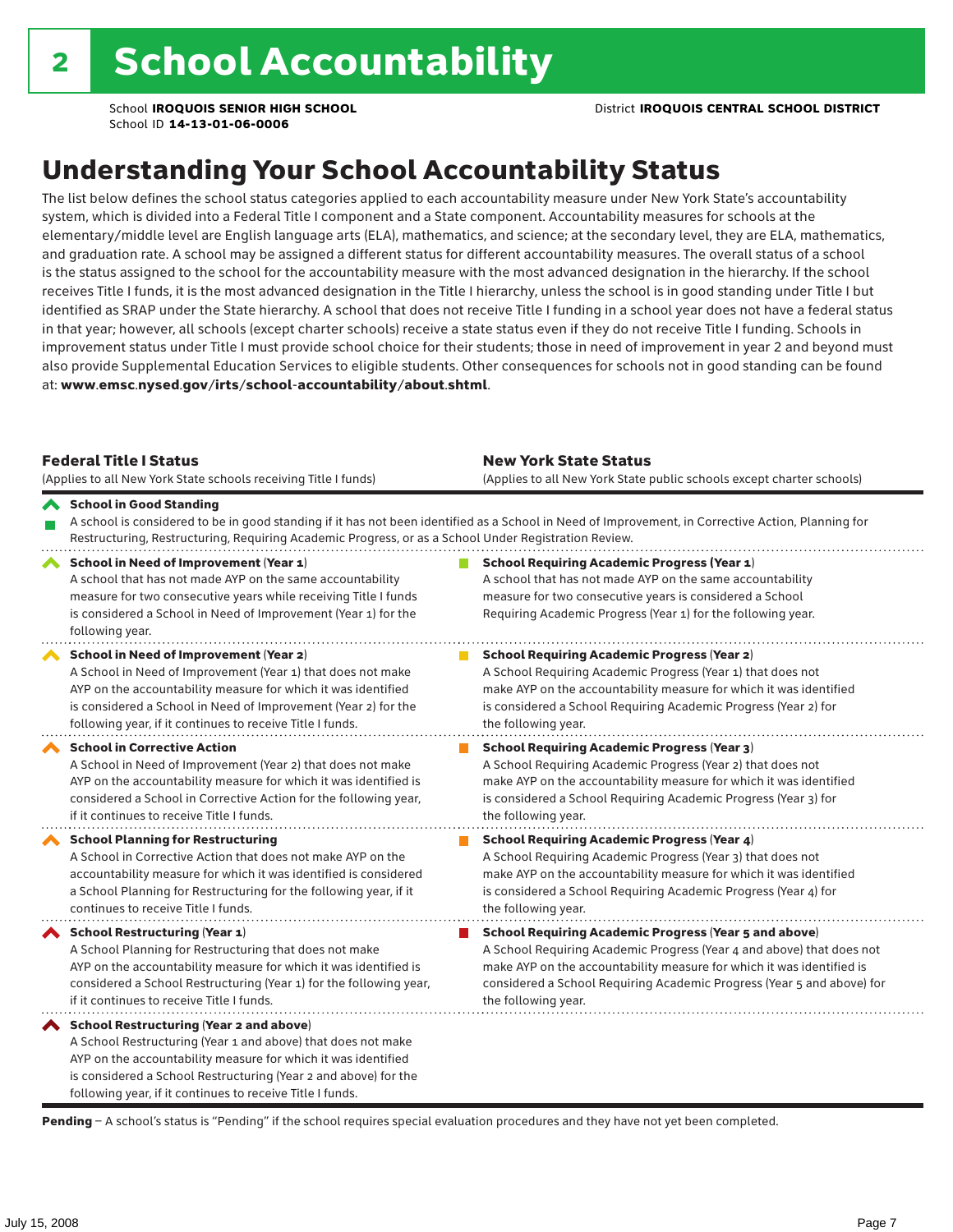# 2 School Accountability

School **IROQUOIS SENIOR HIGH SCHOOL**
School ID **14-13-01-06-0006**

District **IROQUOIS CENTRAL SCHOOL DISTRICT**

## Understanding Your School Accountability Status

The list below defines the school status categories applied to each accountability measure under New York State's accountability system, which is divided into a Federal Title I component and a State component. Accountability measures for schools at the elementary/middle level are English language arts (ELA), mathematics, and science; at the secondary level, they are ELA, mathematics, and graduation rate. A school may be assigned a different status for different accountability measures. The overall status of a school is the status assigned to the school for the accountability measure with the most advanced designation in the hierarchy. If the school receives Title I funds, it is the most advanced designation in the Title I hierarchy, unless the school is in good standing under Title I but identified as SRAP under the State hierarchy. A school that does not receive Title I funding in a school year does not have a federal status in that year; however, all schools (except charter schools) receive a state status even if they do not receive Title I funding. Schools in improvement status under Title I must provide school choice for their students; those in need of improvement in year 2 and beyond must also provide Supplemental Education Services to eligible students. Other consequences for schools not in good standing can be found at: **www.emsc.nysed.gov/irts/school-accountability/about.shtml**.

| **Federal Title I Status** (Applies to all New York State schools receiving Title I funds) | **New York State Status** (Applies to all New York State public schools except charter schools) |
|---|---|
| **School in Good Standing** A school is considered to be in good standing if it has not been identified as a School in Need of Improvement, in Corrective Action, Planning for Restructuring, Restructuring, Requiring Academic Progress, or as a School Under Registration Review. | |
| **School in Need of Improvement (Year 1)** A school that has not made AYP on the same accountability measure for two consecutive years while receiving Title I funds is considered a School in Need of Improvement (Year 1) for the following year. | **School Requiring Academic Progress (Year 1)** A school that has not made AYP on the same accountability measure for two consecutive years is considered a School Requiring Academic Progress (Year 1) for the following year. |
| **School in Need of Improvement (Year 2)** A School in Need of Improvement (Year 1) that does not make AYP on the accountability measure for which it was identified is considered a School in Need of Improvement (Year 2) for the following year, if it continues to receive Title I funds. | **School Requiring Academic Progress (Year 2)** A School Requiring Academic Progress (Year 1) that does not make AYP on the accountability measure for which it was identified is considered a School Requiring Academic Progress (Year 2) for the following year. |
| **School in Corrective Action** A School in Need of Improvement (Year 2) that does not make AYP on the accountability measure for which it was identified is considered a School in Corrective Action for the following year, if it continues to receive Title I funds. | **School Requiring Academic Progress (Year 3)** A School Requiring Academic Progress (Year 2) that does not make AYP on the accountability measure for which it was identified is considered a School Requiring Academic Progress (Year 3) for the following year. |
| **School Planning for Restructuring** A School in Corrective Action that does not make AYP on the accountability measure for which it was identified is considered a School Planning for Restructuring for the following year, if it continues to receive Title I funds. | **School Requiring Academic Progress (Year 4)** A School Requiring Academic Progress (Year 3) that does not make AYP on the accountability measure for which it was identified is considered a School Requiring Academic Progress (Year 4) for the following year. |
| **School Restructuring (Year 1)** A School Planning for Restructuring that does not make AYP on the accountability measure for which it was identified is considered a School Restructuring (Year 1) for the following year, if it continues to receive Title I funds. | **School Requiring Academic Progress (Year 5 and above)** A School Requiring Academic Progress (Year 4 and above) that does not make AYP on the accountability measure for which it was identified is considered a School Requiring Academic Progress (Year 5 and above) for the following year. |
| **School Restructuring (Year 2 and above)** A School Restructuring (Year 1 and above) that does not make AYP on the accountability measure for which it was identified is considered a School Restructuring (Year 2 and above) for the following year, if it continues to receive Title I funds. | |

**Pending** – A school's status is "Pending" if the school requires special evaluation procedures and they have not yet been completed.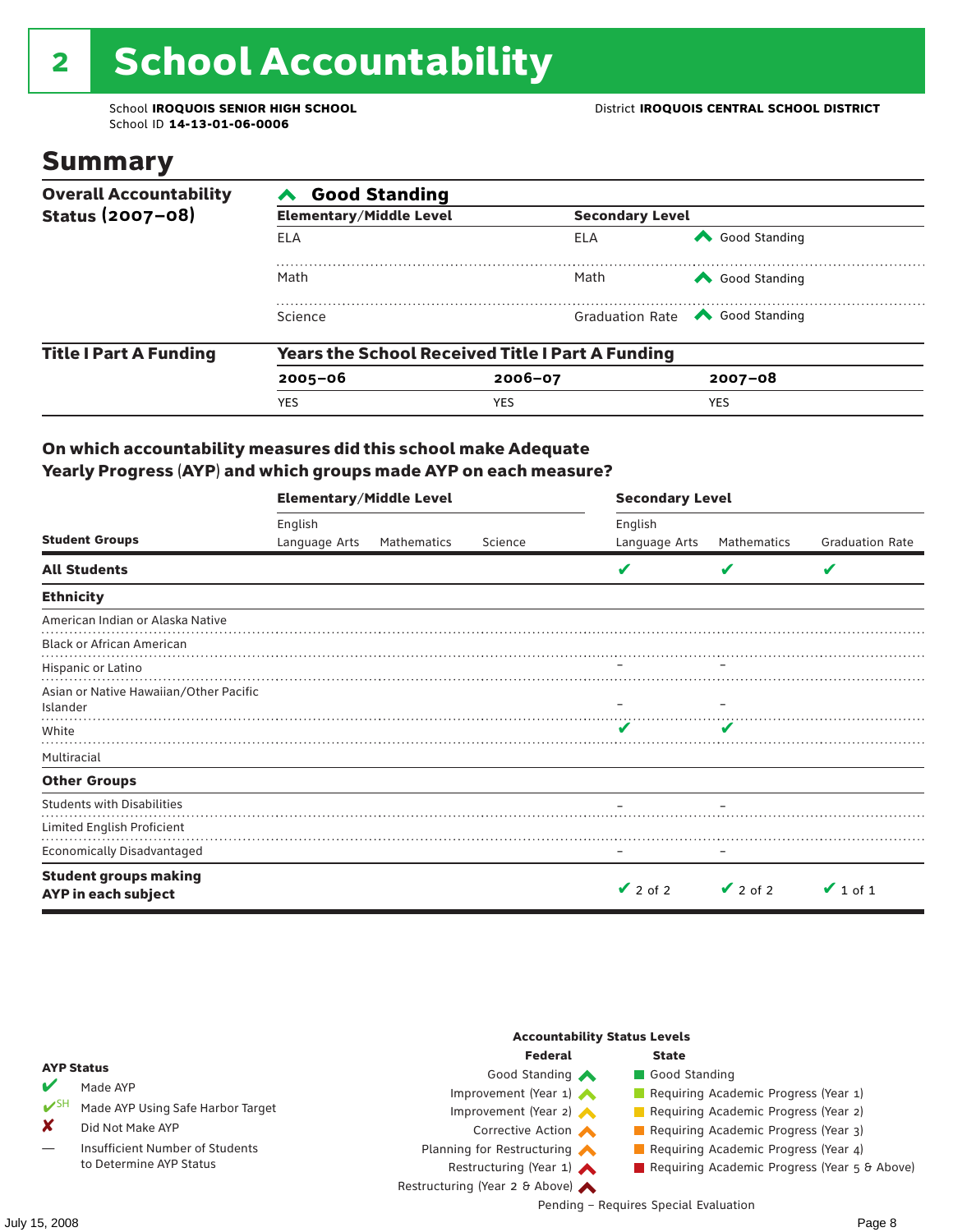# 2 School Accountability

School **IROQUOIS SENIOR HIGH SCHOOL**
School ID **14-13-01-06-0006**

District **IROQUOIS CENTRAL SCHOOL DISTRICT**

## Summary

**Overall Accountability Status (2007–08)**

**Good Standing**

| Elementary/Middle Level | | Secondary Level | |
|---|---|---|---|
| ELA | | ELA | Good Standing |
| Math | | Math | Good Standing |
| Science | | Graduation Rate | Good Standing |

**Title I Part A Funding**

**Years the School Received Title I Part A Funding**

| 2005–06 | 2006–07 | 2007–08 |
|---|---|---|
| YES | YES | YES |

### On which accountability measures did this school make Adequate Yearly Progress (AYP) and which groups made AYP on each measure?

| Student Groups | Elementary/Middle Level English Language Arts | Elementary/Middle Level Mathematics | Elementary/Middle Level Science | Secondary Level English Language Arts | Secondary Level Mathematics | Secondary Level Graduation Rate |
|---|---|---|---|---|---|---|
| **All Students** | | | | ✔ | ✔ | ✔ |
| **Ethnicity** | | | | | | |
| American Indian or Alaska Native | | | | | | |
| Black or African American | | | | | | |
| Hispanic or Latino | | | | – | – | |
| Asian or Native Hawaiian/Other Pacific Islander | | | | – | – | |
| White | | | | ✔ | ✔ | |
| Multiracial | | | | | | |
| **Other Groups** | | | | | | |
| Students with Disabilities | | | | – | – | |
| Limited English Proficient | | | | | | |
| Economically Disadvantaged | | | | – | – | |
| **Student groups making AYP in each subject** | | | | ✔ 2 of 2 | ✔ 2 of 2 | ✔ 1 of 1 |

**AYP Status**

- ✔ Made AYP
- ✔SH Made AYP Using Safe Harbor Target
- ✘ Did Not Make AYP
- — Insufficient Number of Students to Determine AYP Status

**Accountability Status Levels**

| Federal | State |
|---|---|
| Good Standing | Good Standing |
| Improvement (Year 1) | Requiring Academic Progress (Year 1) |
| Improvement (Year 2) | Requiring Academic Progress (Year 2) |
| Corrective Action | Requiring Academic Progress (Year 3) |
| Planning for Restructuring | Requiring Academic Progress (Year 4) |
| Restructuring (Year 1) | Requiring Academic Progress (Year 5 & Above) |
| Restructuring (Year 2 & Above) | |

Pending – Requires Special Evaluation

July 15, 2008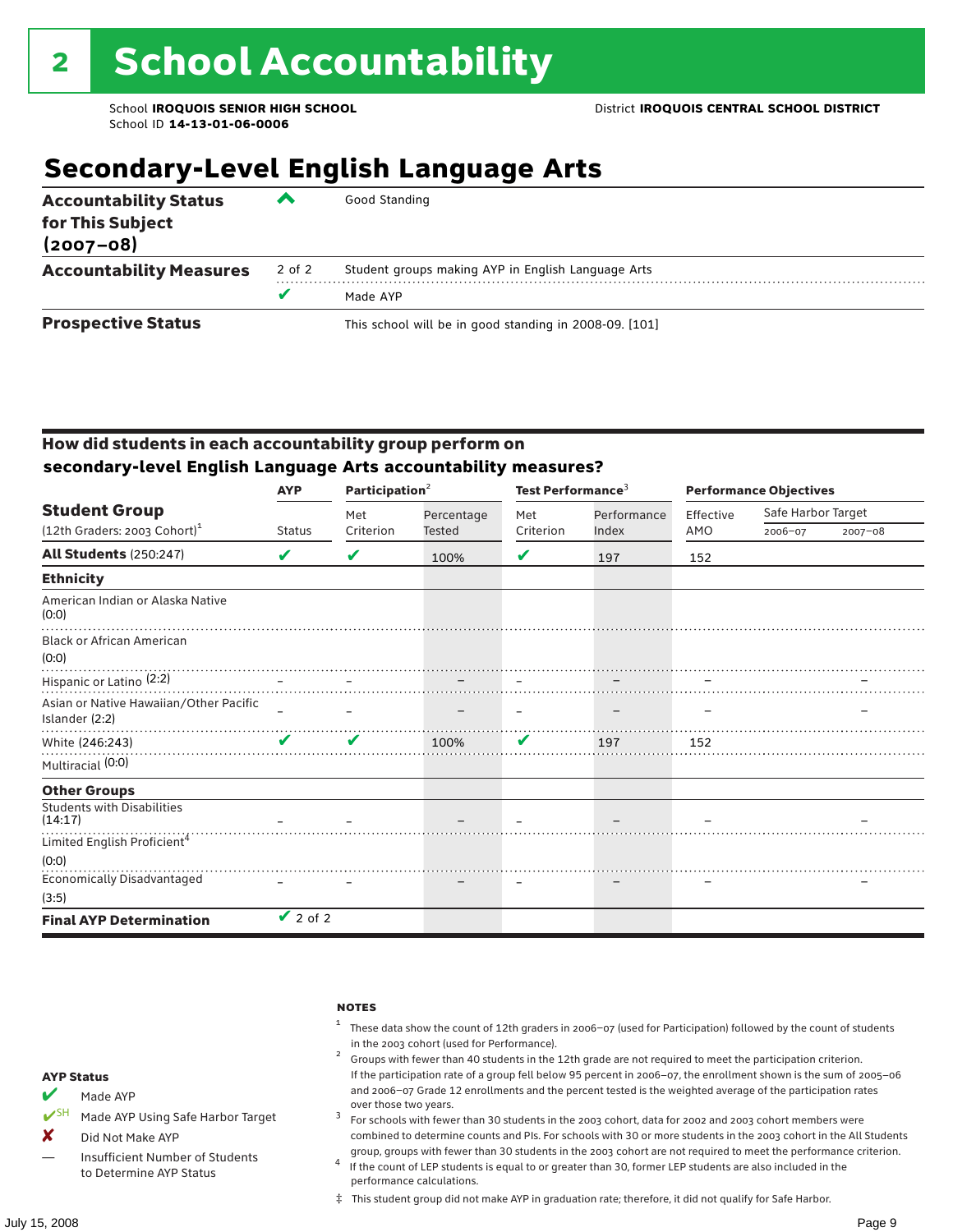## 2 School Accountability

School **IROQUOIS SENIOR HIGH SCHOOL**
School ID **14-13-01-06-0006**

District **IROQUOIS CENTRAL SCHOOL DISTRICT**

# Secondary-Level English Language Arts

| | | |
|---|---|---|
| **Accountability Status for This Subject (2007–08)** | ^ | Good Standing |
| **Accountability Measures** | 2 of 2 | Student groups making AYP in English Language Arts |
| | ✔ | Made AYP |
| **Prospective Status** | | This school will be in good standing in 2008-09. [101] |

### How did students in each accountability group perform on secondary-level English Language Arts accountability measures?

| Student Group (12th Graders: 2003 Cohort)[1] | AYP | Participation[2] | | Test Performance[3] | | Performance Objectives | | |
|---|---|---|---|---|---|---|---|---|
| | Status | Met Criterion | Percentage Tested | Met Criterion | Performance Index | Effective AMO | Safe Harbor Target 2006–07 | Safe Harbor Target 2007–08 |
| **All Students** (250:247) | ✔ | ✔ | 100% | ✔ | 197 | 152 | | |
| **Ethnicity** | | | | | | | | |
| American Indian or Alaska Native (0:0) | | | | | | | | |
| Black or African American (0:0) | | | | | | | | |
| Hispanic or Latino (2:2) | – | – | – | – | – | – | | – |
| Asian or Native Hawaiian/Other Pacific Islander (2:2) | – | – | – | – | – | – | | – |
| White (246:243) | ✔ | ✔ | 100% | ✔ | 197 | 152 | | |
| Multiracial (0:0) | | | | | | | | |
| **Other Groups** | | | | | | | | |
| Students with Disabilities (14:17) | – | – | – | – | – | – | | – |
| Limited English Proficient[4] (0:0) | | | | | | | | |
| Economically Disadvantaged (3:5) | – | – | – | – | – | – | | – |
| **Final AYP Determination** | ✔ 2 of 2 | | | | | | | |

**AYP Status**

- ✔ Made AYP
- ✔SH Made AYP Using Safe Harbor Target
- ✘ Did Not Make AYP
- — Insufficient Number of Students to Determine AYP Status

**NOTES**

1 These data show the count of 12th graders in 2006–07 (used for Participation) followed by the count of students in the 2003 cohort (used for Performance).

2 Groups with fewer than 40 students in the 12th grade are not required to meet the participation criterion. If the participation rate of a group fell below 95 percent in 2006–07, the enrollment shown is the sum of 2005–06 and 2006–07 Grade 12 enrollments and the percent tested is the weighted average of the participation rates over those two years.

3 For schools with fewer than 30 students in the 2003 cohort, data for 2002 and 2003 cohort members were combined to determine counts and PIs. For schools with 30 or more students in the 2003 cohort in the All Students group, groups with fewer than 30 students in the 2003 cohort are not required to meet the performance criterion.

4 If the count of LEP students is equal to or greater than 30, former LEP students are also included in the performance calculations.

‡ This student group did not make AYP in graduation rate; therefore, it did not qualify for Safe Harbor.

July 15, 2008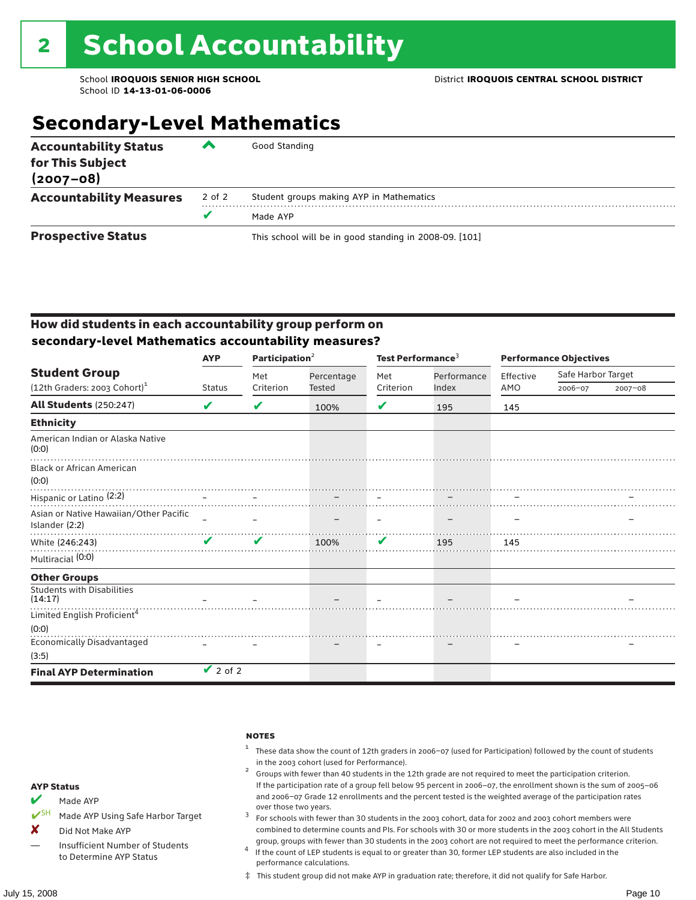# 2 School Accountability

School **IROQUOIS SENIOR HIGH SCHOOL**
School ID **14-13-01-06-0006**

District **IROQUOIS CENTRAL SCHOOL DISTRICT**

## Secondary-Level Mathematics

| | | |
|---|---|---|
| **Accountability Status for This Subject (2007–08)** | ⌃ | Good Standing |
| **Accountability Measures** | 2 of 2 | Student groups making AYP in Mathematics |
| | ✔ | Made AYP |
| **Prospective Status** | | This school will be in good standing in 2008-09. [101] |

### How did students in each accountability group perform on secondary-level Mathematics accountability measures?

| Student Group (12th Graders: 2003 Cohort)[1] | AYP | Participation[2] | | Test Performance[3] | | Performance Objectives | | |
|---|---|---|---|---|---|---|---|---|
| | Status | Met Criterion | Percentage Tested | Met Criterion | Performance Index | Effective AMO | Safe Harbor Target 2006–07 | Safe Harbor Target 2007–08 |
| **All Students** (250:247) | ✔ | ✔ | 100% | ✔ | 195 | 145 | | |
| **Ethnicity** | | | | | | | | |
| American Indian or Alaska Native (0:0) | | | | | | | | |
| Black or African American (0:0) | | | | | | | | |
| Hispanic or Latino (2:2) | – | – | – | – | – | – | | – |
| Asian or Native Hawaiian/Other Pacific Islander (2:2) | – | – | – | – | – | – | | – |
| White (246:243) | ✔ | ✔ | 100% | ✔ | 195 | 145 | | |
| Multiracial (0:0) | | | | | | | | |
| **Other Groups** | | | | | | | | |
| Students with Disabilities (14:17) | – | – | – | – | – | – | | – |
| Limited English Proficient[4] (0:0) | | | | | | | | |
| Economically Disadvantaged (3:5) | – | – | – | – | – | – | | – |
| **Final AYP Determination** | ✔ 2 of 2 | | | | | | | |

**AYP Status**

- ✔ Made AYP
- ✔SH Made AYP Using Safe Harbor Target
- ✘ Did Not Make AYP
- — Insufficient Number of Students to Determine AYP Status

**NOTES**

1. These data show the count of 12th graders in 2006–07 (used for Participation) followed by the count of students in the 2003 cohort (used for Performance).
2. Groups with fewer than 40 students in the 12th grade are not required to meet the participation criterion. If the participation rate of a group fell below 95 percent in 2006–07, the enrollment shown is the sum of 2005–06 and 2006–07 Grade 12 enrollments and the percent tested is the weighted average of the participation rates over those two years.
3. For schools with fewer than 30 students in the 2003 cohort, data for 2002 and 2003 cohort members were combined to determine counts and PIs. For schools with 30 or more students in the 2003 cohort in the All Students group, groups with fewer than 30 students in the 2003 cohort are not required to meet the performance criterion.
4. If the count of LEP students is equal to or greater than 30, former LEP students are also included in the performance calculations.

‡ This student group did not make AYP in graduation rate; therefore, it did not qualify for Safe Harbor.

July 15, 2008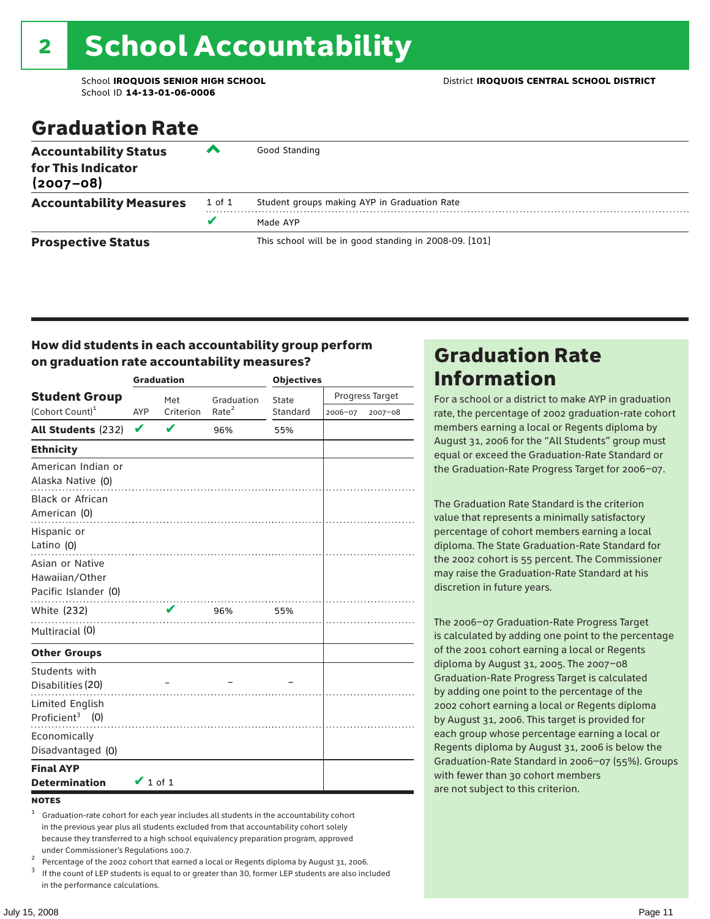# 2 School Accountability

School **IROQUOIS SENIOR HIGH SCHOOL**
School ID **14-13-01-06-0006**

District **IROQUOIS CENTRAL SCHOOL DISTRICT**

## Graduation Rate

| | | |
|---|---|---|
| **Accountability Status for This Indicator (2007–08)** | ^ | Good Standing |
| **Accountability Measures** | 1 of 1 | Student groups making AYP in Graduation Rate |
| | ✔ | Made AYP |
| **Prospective Status** | | This school will be in good standing in 2008-09. [101] |

### How did students in each accountability group perform on graduation rate accountability measures?

| Student Group (Cohort Count)[1] | Graduation: AYP | Graduation: Met Criterion | Graduation: Graduation Rate[2] | Objectives: State Standard | Objectives: Progress Target 2006–07 | Objectives: Progress Target 2007–08 |
|---|---|---|---|---|---|---|
| **All Students** (232) | ✔ | ✔ | 96% | 55% | | |
| **Ethnicity** | | | | | | |
| American Indian or Alaska Native (0) | | | | | | |
| Black or African American (0) | | | | | | |
| Hispanic or Latino (0) | | | | | | |
| Asian or Native Hawaiian/Other Pacific Islander (0) | | | | | | |
| White (232) | | ✔ | 96% | 55% | | |
| Multiracial (0) | | | | | | |
| **Other Groups** | | | | | | |
| Students with Disabilities (20) | | – | – | – | | |
| Limited English Proficient[3] (0) | | | | | | |
| Economically Disadvantaged (0) | | | | | | |
| **Final AYP Determination** | ✔ 1 of 1 | | | | | |

**NOTES**

[1] Graduation-rate cohort for each year includes all students in the accountability cohort in the previous year plus all students excluded from that accountability cohort solely because they transferred to a high school equivalency preparation program, approved under Commissioner's Regulations 100.7.

[2] Percentage of the 2002 cohort that earned a local or Regents diploma by August 31, 2006.

[3] If the count of LEP students is equal to or greater than 30, former LEP students are also included in the performance calculations.

## Graduation Rate Information

For a school or a district to make AYP in graduation rate, the percentage of 2002 graduation-rate cohort members earning a local or Regents diploma by August 31, 2006 for the "All Students" group must equal or exceed the Graduation-Rate Standard or the Graduation-Rate Progress Target for 2006–07.

The Graduation Rate Standard is the criterion value that represents a minimally satisfactory percentage of cohort members earning a local diploma. The State Graduation-Rate Standard for the 2002 cohort is 55 percent. The Commissioner may raise the Graduation-Rate Standard at his discretion in future years.

The 2006–07 Graduation-Rate Progress Target is calculated by adding one point to the percentage of the 2001 cohort earning a local or Regents diploma by August 31, 2005. The 2007–08 Graduation-Rate Progress Target is calculated by adding one point to the percentage of the 2002 cohort earning a local or Regents diploma by August 31, 2006. This target is provided for each group whose percentage earning a local or Regents diploma by August 31, 2006 is below the Graduation-Rate Standard in 2006–07 (55%). Groups with fewer than 30 cohort members are not subject to this criterion.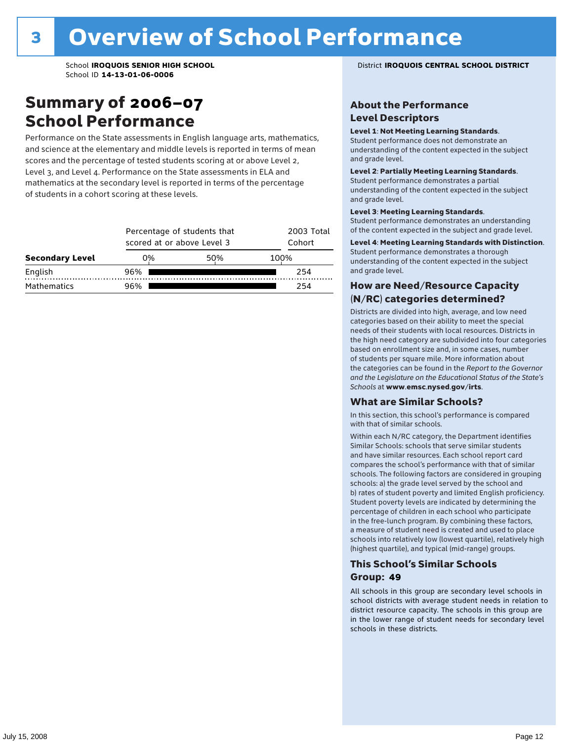# 3 Overview of School Performance

School **IROQUOIS SENIOR HIGH SCHOOL**
School ID **14-13-01-06-0006**

District **IROQUOIS CENTRAL SCHOOL DISTRICT**

## Summary of 2006–07 School Performance

Performance on the State assessments in English language arts, mathematics, and science at the elementary and middle levels is reported in terms of mean scores and the percentage of tested students scoring at or above Level 2, Level 3, and Level 4. Performance on the State assessments in ELA and mathematics at the secondary level is reported in terms of the percentage of students in a cohort scoring at these levels.

| Secondary Level | Percentage of students that scored at or above Level 3 | 2003 Total Cohort |
|---|---|---|
| English | 96% | 254 |
| Mathematics | 96% | 254 |

### About the Performance Level Descriptors

**Level 1**: **Not Meeting Learning Standards**. Student performance does not demonstrate an understanding of the content expected in the subject and grade level.

**Level 2**: **Partially Meeting Learning Standards**. Student performance demonstrates a partial understanding of the content expected in the subject and grade level.

**Level 3**: **Meeting Learning Standards**. Student performance demonstrates an understanding of the content expected in the subject and grade level.

**Level 4**: **Meeting Learning Standards with Distinction**. Student performance demonstrates a thorough understanding of the content expected in the subject and grade level.

### How are Need/Resource Capacity (N/RC) categories determined?

Districts are divided into high, average, and low need categories based on their ability to meet the special needs of their students with local resources. Districts in the high need category are subdivided into four categories based on enrollment size and, in some cases, number of students per square mile. More information about the categories can be found in the *Report to the Governor and the Legislature on the Educational Status of the State's Schools* at **www.emsc.nysed.gov/irts**.

### What are Similar Schools?

In this section, this school's performance is compared with that of similar schools.

Within each N/RC category, the Department identifies Similar Schools: schools that serve similar students and have similar resources. Each school report card compares the school's performance with that of similar schools. The following factors are considered in grouping schools: a) the grade level served by the school and b) rates of student poverty and limited English proficiency. Student poverty levels are indicated by determining the percentage of children in each school who participate in the free-lunch program. By combining these factors, a measure of student need is created and used to place schools into relatively low (lowest quartile), relatively high (highest quartile), and typical (mid-range) groups.

### This School's Similar Schools Group: 49

All schools in this group are secondary level schools in school districts with average student needs in relation to district resource capacity. The schools in this group are in the lower range of student needs for secondary level schools in these districts.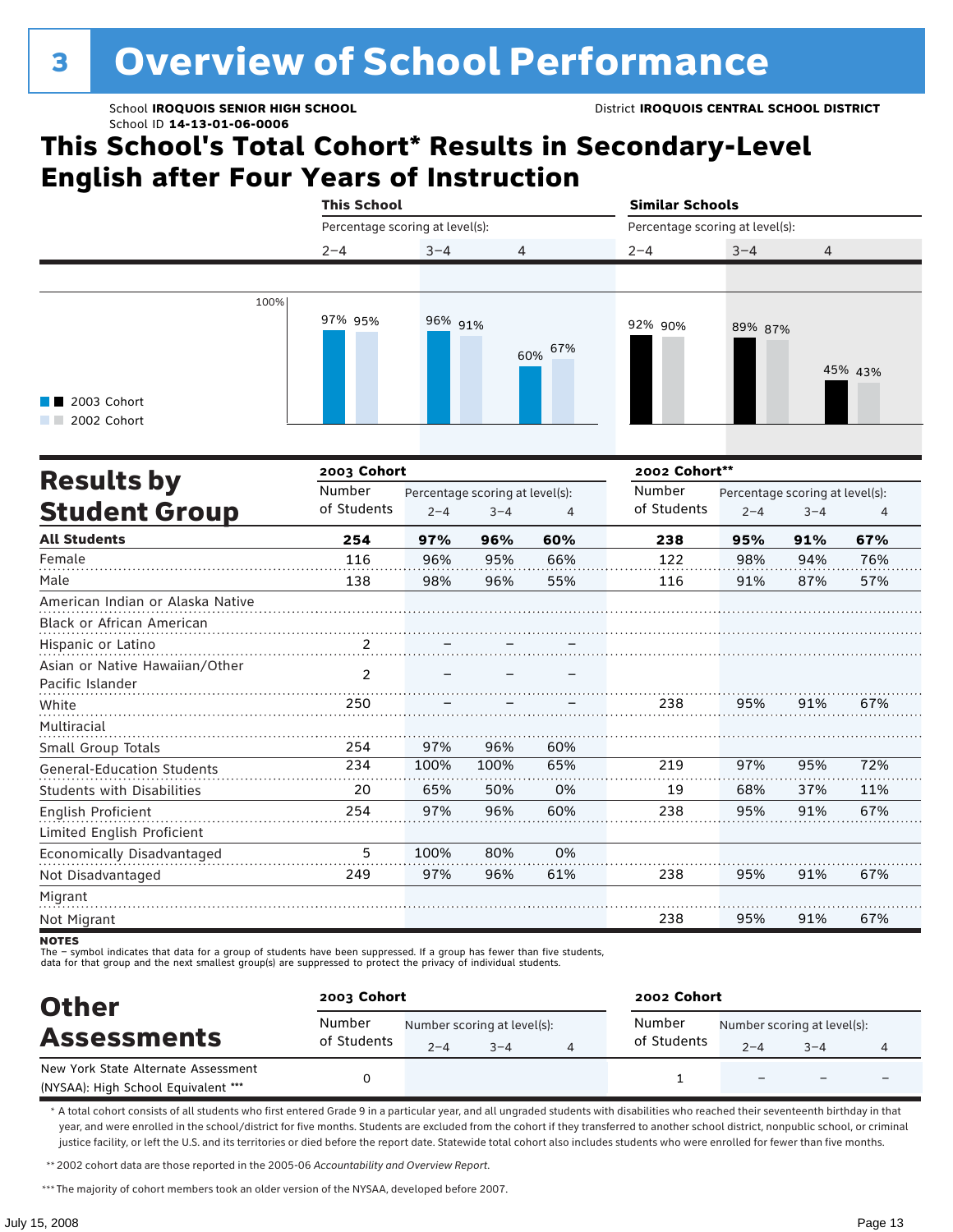# 3 Overview of School Performance

School **IROQUOIS SENIOR HIGH SCHOOL**
School ID **14-13-01-06-0006**

District **IROQUOIS CENTRAL SCHOOL DISTRICT**

## This School's Total Cohort* Results in Secondary-Level English after Four Years of Instruction

| | This School | | | Similar Schools | | |
|---|---|---|---|---|---|---|
| Percentage scoring at level(s): | 2–4 | 3–4 | 4 | 2–4 | 3–4 | 4 |
| 2003 Cohort | 97% | 96% | 60% | 92% | 89% | 45% |
| 2002 Cohort | 95% | 91% | 67% | 90% | 87% | 43% |

## Results by Student Group

| | 2003 Cohort | | | | 2002 Cohort** | | | |
|---|---|---|---|---|---|---|---|---|
| | Number of Students | Percentage scoring at level(s): 2–4 | 3–4 | 4 | Number of Students | Percentage scoring at level(s): 2–4 | 3–4 | 4 |
| **All Students** | **254** | **97%** | **96%** | **60%** | **238** | **95%** | **91%** | **67%** |
| Female | 116 | 96% | 95% | 66% | 122 | 98% | 94% | 76% |
| Male | 138 | 98% | 96% | 55% | 116 | 91% | 87% | 57% |
| American Indian or Alaska Native | | | | | | | | |
| Black or African American | | | | | | | | |
| Hispanic or Latino | 2 | – | – | – | | | | |
| Asian or Native Hawaiian/Other Pacific Islander | 2 | – | – | – | | | | |
| White | 250 | – | – | – | 238 | 95% | 91% | 67% |
| Multiracial | | | | | | | | |
| Small Group Totals | 254 | 97% | 96% | 60% | | | | |
| General-Education Students | 234 | 100% | 100% | 65% | 219 | 97% | 95% | 72% |
| Students with Disabilities | 20 | 65% | 50% | 0% | 19 | 68% | 37% | 11% |
| English Proficient | 254 | 97% | 96% | 60% | 238 | 95% | 91% | 67% |
| Limited English Proficient | | | | | | | | |
| Economically Disadvantaged | 5 | 100% | 80% | 0% | | | | |
| Not Disadvantaged | 249 | 97% | 96% | 61% | 238 | 95% | 91% | 67% |
| Migrant | | | | | | | | |
| Not Migrant | | | | | 238 | 95% | 91% | 67% |

**NOTES**
The – symbol indicates that data for a group of students have been suppressed. If a group has fewer than five students, data for that group and the next smallest group(s) are suppressed to protect the privacy of individual students.

## Other Assessments

| | 2003 Cohort | | | | 2002 Cohort | | | |
|---|---|---|---|---|---|---|---|---|
| | Number of Students | Number scoring at level(s): 2–4 | 3–4 | 4 | Number of Students | Number scoring at level(s): 2–4 | 3–4 | 4 |
| New York State Alternate Assessment (NYSAA): High School Equivalent *** | 0 | | | | 1 | – | – | – |

* A total cohort consists of all students who first entered Grade 9 in a particular year, and all ungraded students with disabilities who reached their seventeenth birthday in that year, and were enrolled in the school/district for five months. Students are excluded from the cohort if they transferred to another school district, nonpublic school, or criminal justice facility, or left the U.S. and its territories or died before the report date. Statewide total cohort also includes students who were enrolled for fewer than five months.

** 2002 cohort data are those reported in the 2005-06 *Accountability and Overview Report*.

*** The majority of cohort members took an older version of the NYSAA, developed before 2007.

July 15, 2008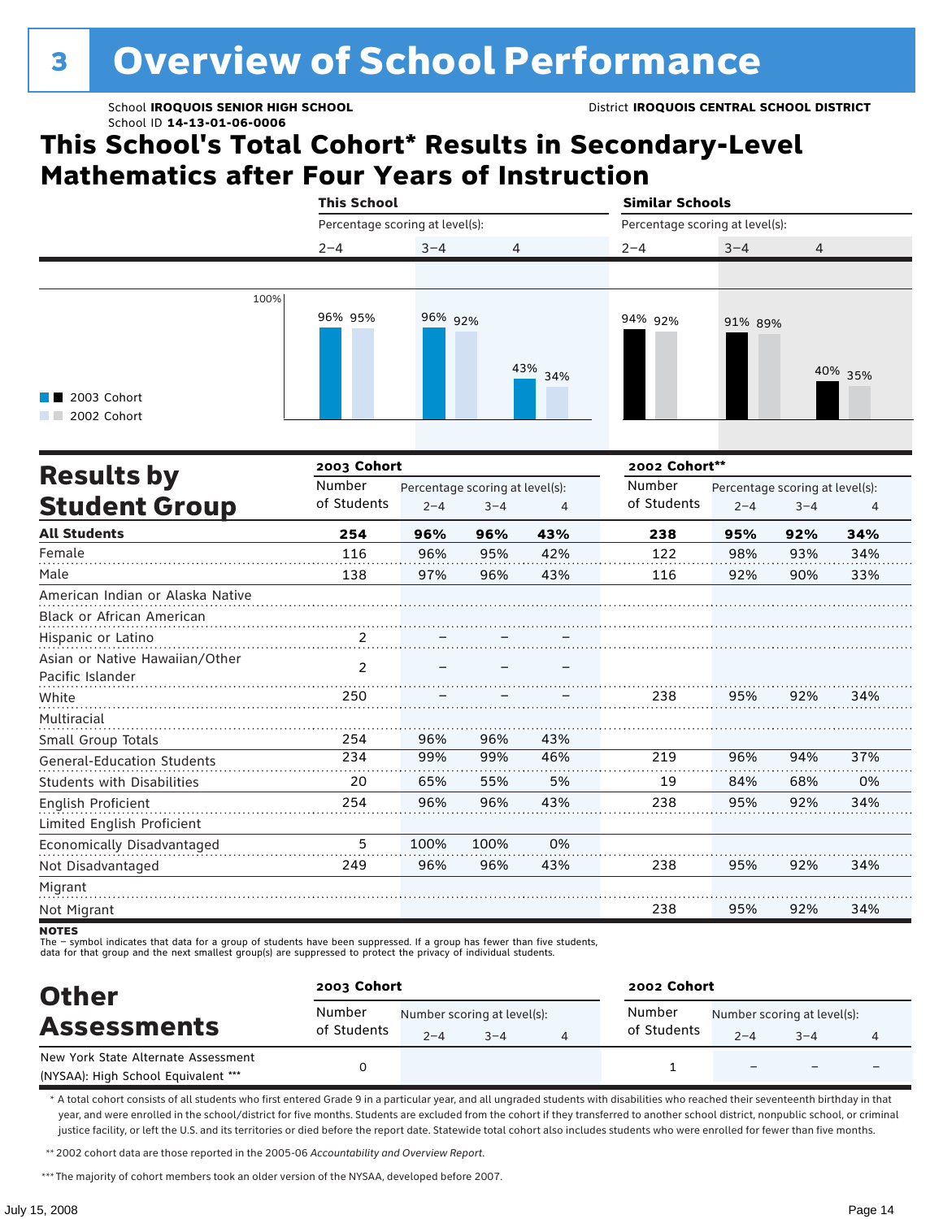# 3 Overview of School Performance

School **IROQUOIS SENIOR HIGH SCHOOL**
School ID **14-13-01-06-0006**

District **IROQUOIS CENTRAL SCHOOL DISTRICT**

## This School's Total Cohort* Results in Secondary-Level Mathematics after Four Years of Instruction

This School
Percentage scoring at level(s):
2–4 3–4 4

Similar Schools
Percentage scoring at level(s):
2–4 3–4 4

100%

96% 95% 96% 92% 43% 34%

94% 92% 91% 89% 40% 35%

2003 Cohort
2002 Cohort

## Results by Student Group

| | 2003 Cohort | | | | 2002 Cohort** | | | |
|---|---|---|---|---|---|---|---|---|
| | Number of Students | Percentage scoring at level(s): 2–4 | 3–4 | 4 | Number of Students | Percentage scoring at level(s): 2–4 | 3–4 | 4 |
| **All Students** | **254** | **96%** | **96%** | **43%** | **238** | **95%** | **92%** | **34%** |
| Female | 116 | 96% | 95% | 42% | 122 | 98% | 93% | 34% |
| Male | 138 | 97% | 96% | 43% | 116 | 92% | 90% | 33% |
| American Indian or Alaska Native | | | | | | | | |
| Black or African American | | | | | | | | |
| Hispanic or Latino | 2 | – | – | – | | | | |
| Asian or Native Hawaiian/Other Pacific Islander | 2 | – | – | – | | | | |
| White | 250 | – | – | – | 238 | 95% | 92% | 34% |
| Multiracial | | | | | | | | |
| Small Group Totals | 254 | 96% | 96% | 43% | | | | |
| General-Education Students | 234 | 99% | 99% | 46% | 219 | 96% | 94% | 37% |
| Students with Disabilities | 20 | 65% | 55% | 5% | 19 | 84% | 68% | 0% |
| English Proficient | 254 | 96% | 96% | 43% | 238 | 95% | 92% | 34% |
| Limited English Proficient | | | | | | | | |
| Economically Disadvantaged | 5 | 100% | 100% | 0% | | | | |
| Not Disadvantaged | 249 | 96% | 96% | 43% | 238 | 95% | 92% | 34% |
| Migrant | | | | | | | | |
| Not Migrant | | | | | 238 | 95% | 92% | 34% |

**NOTES**
The – symbol indicates that data for a group of students have been suppressed. If a group has fewer than five students, data for that group and the next smallest group(s) are suppressed to protect the privacy of individual students.

## Other Assessments

| | 2003 Cohort | | | | 2002 Cohort | | | |
|---|---|---|---|---|---|---|---|---|
| | Number of Students | Number scoring at level(s): 2–4 | 3–4 | 4 | Number of Students | Number scoring at level(s): 2–4 | 3–4 | 4 |
| New York State Alternate Assessment (NYSAA): High School Equivalent *** | 0 | | | | 1 | – | – | – |

\* A total cohort consists of all students who first entered Grade 9 in a particular year, and all ungraded students with disabilities who reached their seventeenth birthday in that year, and were enrolled in the school/district for five months. Students are excluded from the cohort if they transferred to another school district, nonpublic school, or criminal justice facility, or left the U.S. and its territories or died before the report date. Statewide total cohort also includes students who were enrolled for fewer than five months.

** 2002 cohort data are those reported in the 2005-06 *Accountability and Overview Report*.

*** The majority of cohort members took an older version of the NYSAA, developed before 2007.

July 15, 2008